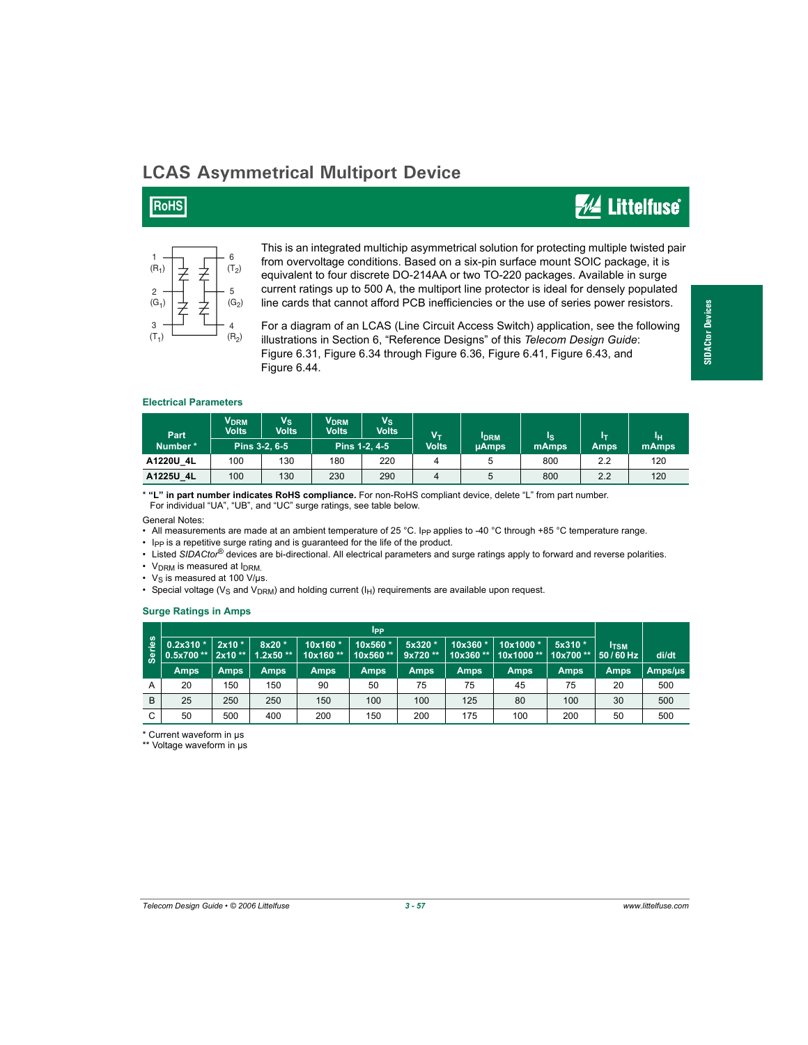# LCAS Asymmetrical Multiport Device

RoHS

1 ($R_1$) 6 ($T_2$)
2 ($G_1$) 5 ($G_2$)
3 ($T_1$) 4 ($R_2$)

This is an integrated multichip asymmetrical solution for protecting multiple twisted pair from overvoltage conditions. Based on a six-pin surface mount SOIC package, it is equivalent to four discrete DO-214AA or two TO-220 packages. Available in surge current ratings up to 500 A, the multiport line protector is ideal for densely populated line cards that cannot afford PCB inefficiencies or the use of series power resistors.

For a diagram of an LCAS (Line Circuit Access Switch) application, see the following illustrations in Section 6, "Reference Designs" of this *Telecom Design Guide*: Figure 6.31, Figure 6.34 through Figure 6.36, Figure 6.41, Figure 6.43, and Figure 6.44.

### Electrical Parameters

| Part Number * | $V_{DRM}$ Volts | $V_S$ Volts | $V_{DRM}$ Volts | $V_S$ Volts | $V_T$ Volts | $I_{DRM}$ µAmps | $I_S$ mAmps | $I_T$ Amps | $I_H$ mAmps |
|---|---|---|---|---|---|---|---|---|---|
| | Pins 3-2, 6-5 | | Pins 1-2, 4-5 | | | | | | |
| A1220U_4L | 100 | 130 | 180 | 220 | 4 | 5 | 800 | 2.2 | 120 |
| A1225U_4L | 100 | 130 | 230 | 290 | 4 | 5 | 800 | 2.2 | 120 |

\* **"L" in part number indicates RoHS compliance.** For non-RoHS compliant device, delete "L" from part number.
For individual "UA", "UB", and "UC" surge ratings, see table below.

General Notes:

- All measurements are made at an ambient temperature of 25 °C. $I_{PP}$ applies to -40 °C through +85 °C temperature range.
- $I_{PP}$ is a repetitive surge rating and is guaranteed for the life of the product.
- Listed *SIDACtor®* devices are bi-directional. All electrical parameters and surge ratings apply to forward and reverse polarities.
- $V_{DRM}$ is measured at $I_{DRM}$.
- $V_S$ is measured at 100 V/µs.
- Special voltage ($V_S$ and $V_{DRM}$) and holding current ($I_H$) requirements are available upon request.

### Surge Ratings in Amps

| Series | $I_{PP}$ 0.2x310 * 0.5x700 ** | 2x10 * 2x10 ** | 8x20 * 1.2x50 ** | 10x160 * 10x160 ** | 10x560 * 10x560 ** | 5x320 * 9x720 ** | 10x360 * 10x360 ** | 10x1000 * 10x1000 ** | 5x310 * 10x700 ** | $I_{TSM}$ 50 / 60 Hz | di/dt |
|---|---|---|---|---|---|---|---|---|---|---|---|
| | Amps | Amps | Amps | Amps | Amps | Amps | Amps | Amps | Amps | Amps | Amps/µs |
| A | 20 | 150 | 150 | 90 | 50 | 75 | 75 | 45 | 75 | 20 | 500 |
| B | 25 | 250 | 250 | 150 | 100 | 100 | 125 | 80 | 100 | 30 | 500 |
| C | 50 | 500 | 400 | 200 | 150 | 200 | 175 | 100 | 200 | 50 | 500 |

\* Current waveform in µs
\** Voltage waveform in µs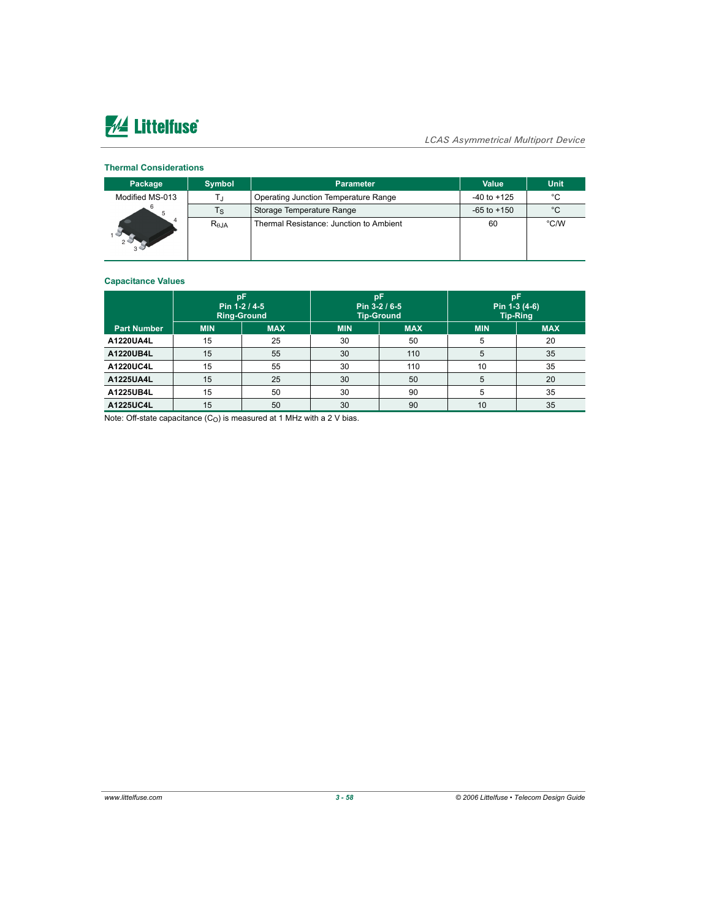## Thermal Considerations

| Package | Symbol | Parameter | Value | Unit |
|---|---|---|---|---|
| Modified MS-013 | $T_J$ | Operating Junction Temperature Range | -40 to +125 | °C |
| | $T_S$ | Storage Temperature Range | -65 to +150 | °C |
| | $R_{\theta JA}$ | Thermal Resistance: Junction to Ambient | 60 | °C/W |

## Capacitance Values

| | pF Pin 1-2 / 4-5 Ring-Ground | | pF Pin 3-2 / 6-5 Tip-Ground | | pF Pin 1-3 (4-6) Tip-Ring | |
|---|---|---|---|---|---|---|
| **Part Number** | **MIN** | **MAX** | **MIN** | **MAX** | **MIN** | **MAX** |
| **A1220UA4L** | 15 | 25 | 30 | 50 | 5 | 20 |
| **A1220UB4L** | 15 | 55 | 30 | 110 | 5 | 35 |
| **A1220UC4L** | 15 | 55 | 30 | 110 | 10 | 35 |
| **A1225UA4L** | 15 | 25 | 30 | 50 | 5 | 20 |
| **A1225UB4L** | 15 | 50 | 30 | 90 | 5 | 35 |
| **A1225UC4L** | 15 | 50 | 30 | 90 | 10 | 35 |

Note: Off-state capacitance ($C_O$) is measured at 1 MHz with a 2 V bias.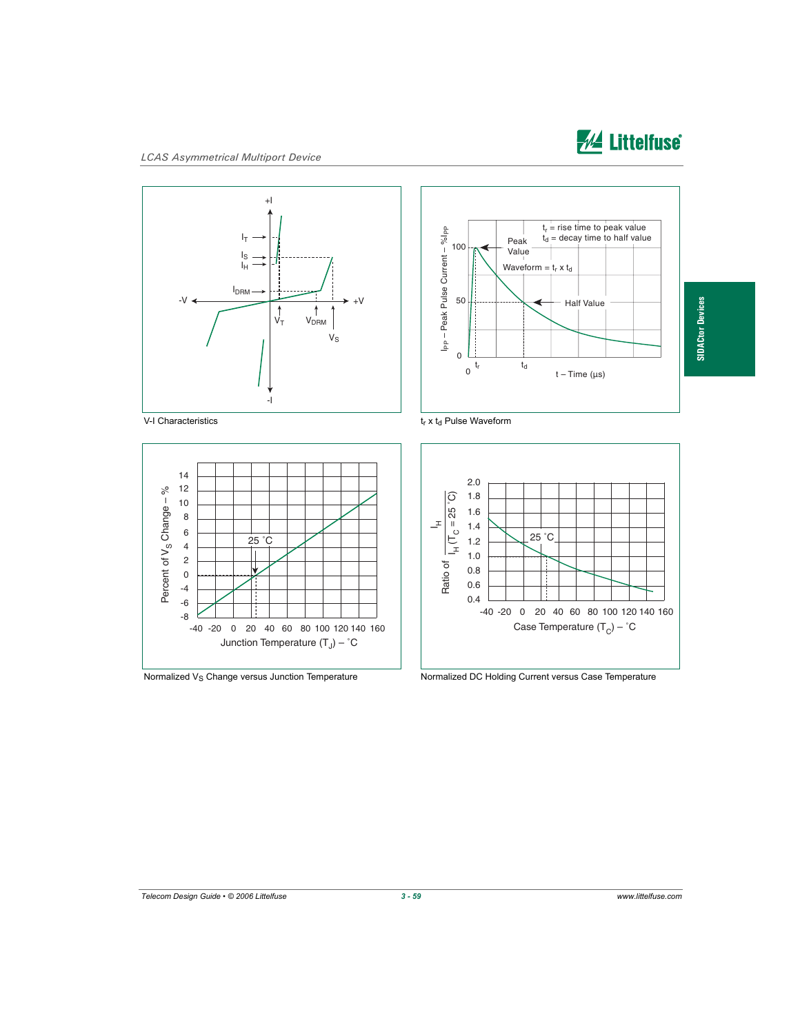+I

$I_T$

$I_S$

$I_H$

$I_{DRM}$

-V

+V

$V_T$

$V_{DRM}$

$V_S$

-I

V-I Characteristics

$t_r$ = rise time to peak value
$t_d$ = decay time to half value

Peak Value

Waveform = $t_r$ x $t_d$

Half Value

$I_{PP}$ – Peak Pulse Current – $\%I_{PP}$

100

50

0

0

$t_r$

$t_d$

t – Time (µs)

$t_r$ x $t_d$ Pulse Waveform

Percent of $V_S$ Change – %

14
12
10
8
6
4
2
0
-4
-6
-8

25 ˚C

-40 -20 0 20 40 60 80 100 120 140 160

Junction Temperature ($T_J$) – ˚C

Normalized $V_S$ Change versus Junction Temperature

Ratio of $\frac{I_H}{I_H (T_C = 25 ˚C)}$

2.0
1.8
1.6
1.4
1.2
1.0
0.8
0.6
0.4

25 ˚C

-40 -20 0 20 40 60 80 100 120 140 160

Case Temperature ($T_C$) – ˚C

Normalized DC Holding Current versus Case Temperature